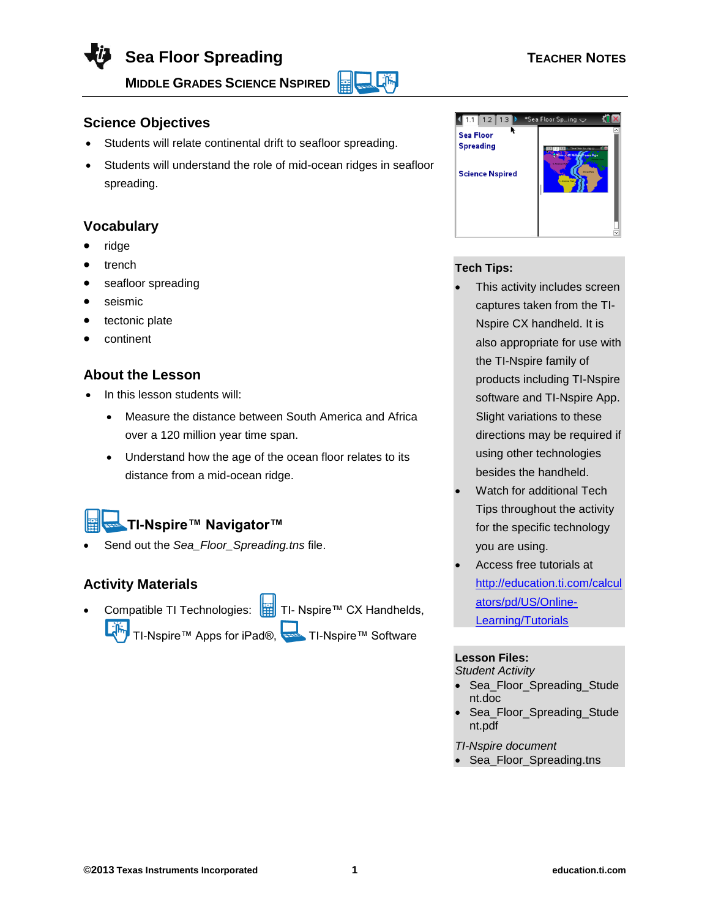# Sea Floor Spreading

**MIDDLE GRADES SCIENCE NSPIRED**

**TEACHER NOTES**

## Science Objectives

- Students will relate continental drift to seafloor spreading.
- Students will understand the role of mid-ocean ridges in seafloor spreading.

## Vocabulary

- ridge
- trench
- seafloor spreading
- seismic
- tectonic plate
- continent

## About the Lesson

- In this lesson students will:
  - Measure the distance between South America and Africa over a 120 million year time span.
  - Understand how the age of the ocean floor relates to its distance from a mid-ocean ridge.

## TI-Nspire™ Navigator™

- Send out the *Sea_Floor_Spreading.tns* file.

## Activity Materials

- Compatible TI Technologies: TI- Nspire™ CX Handhelds, TI-Nspire™ Apps for iPad®, TI-Nspire™ Software

**Tech Tips:**

- This activity includes screen captures taken from the TI-Nspire CX handheld. It is also appropriate for use with the TI-Nspire family of products including TI-Nspire software and TI-Nspire App. Slight variations to these directions may be required if using other technologies besides the handheld.
- Watch for additional Tech Tips throughout the activity for the specific technology you are using.
- Access free tutorials at http://education.ti.com/calculators/pd/US/Online-Learning/Tutorials

**Lesson Files:**

*Student Activity*

- Sea_Floor_Spreading_Student.doc
- Sea_Floor_Spreading_Student.pdf

*TI-Nspire document*

- Sea_Floor_Spreading.tns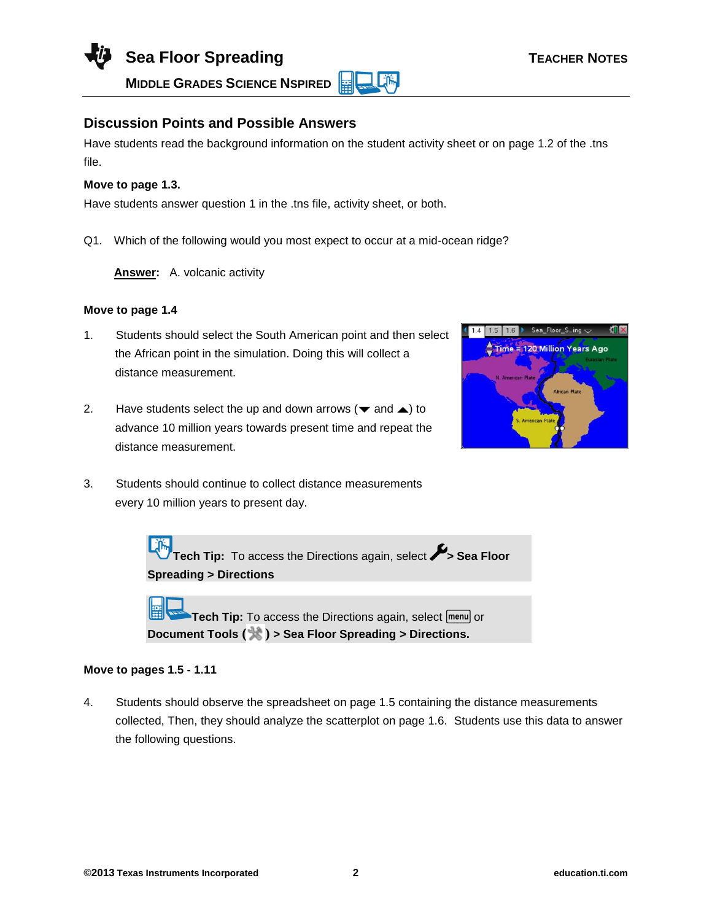## Discussion Points and Possible Answers

Have students read the background information on the student activity sheet or on page 1.2 of the .tns file.

**Move to page 1.3.**

Have students answer question 1 in the .tns file, activity sheet, or both.

Q1. Which of the following would you most expect to occur at a mid-ocean ridge?

**Answer:** A. volcanic activity

**Move to page 1.4**

1. Students should select the South American point and then select the African point in the simulation. Doing this will collect a distance measurement.

2. Have students select the up and down arrows (▼ and ▲) to advance 10 million years towards present time and repeat the distance measurement.

3. Students should continue to collect distance measurements every 10 million years to present day.

> **Tech Tip:** To access the Directions again, select 🔧 **> Sea Floor Spreading > Directions**

> **Tech Tip:** To access the Directions again, select menu or **Document Tools ( ) > Sea Floor Spreading > Directions.**

**Move to pages 1.5 - 1.11**

4. Students should observe the spreadsheet on page 1.5 containing the distance measurements collected, Then, they should analyze the scatterplot on page 1.6. Students use this data to answer the following questions.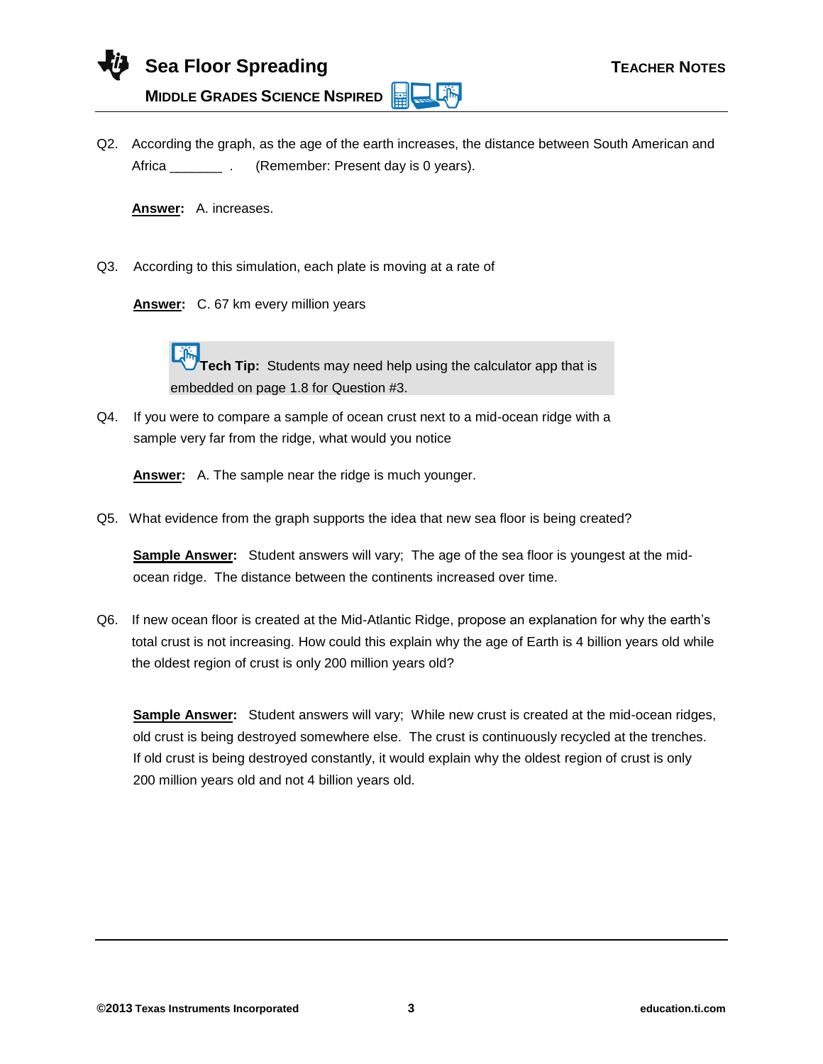Q2. According the graph, as the age of the earth increases, the distance between South American and Africa _______ . (Remember: Present day is 0 years).

**Answer:** A. increases.

Q3. According to this simulation, each plate is moving at a rate of

**Answer:** C. 67 km every million years

> **Tech Tip:** Students may need help using the calculator app that is embedded on page 1.8 for Question #3.

Q4. If you were to compare a sample of ocean crust next to a mid-ocean ridge with a sample very far from the ridge, what would you notice

**Answer:** A. The sample near the ridge is much younger.

Q5. What evidence from the graph supports the idea that new sea floor is being created?

**Sample Answer:** Student answers will vary; The age of the sea floor is youngest at the mid-ocean ridge. The distance between the continents increased over time.

Q6. If new ocean floor is created at the Mid-Atlantic Ridge, propose an explanation for why the earth's total crust is not increasing. How could this explain why the age of Earth is 4 billion years old while the oldest region of crust is only 200 million years old?

**Sample Answer:** Student answers will vary; While new crust is created at the mid-ocean ridges, old crust is being destroyed somewhere else. The crust is continuously recycled at the trenches. If old crust is being destroyed constantly, it would explain why the oldest region of crust is only 200 million years old and not 4 billion years old.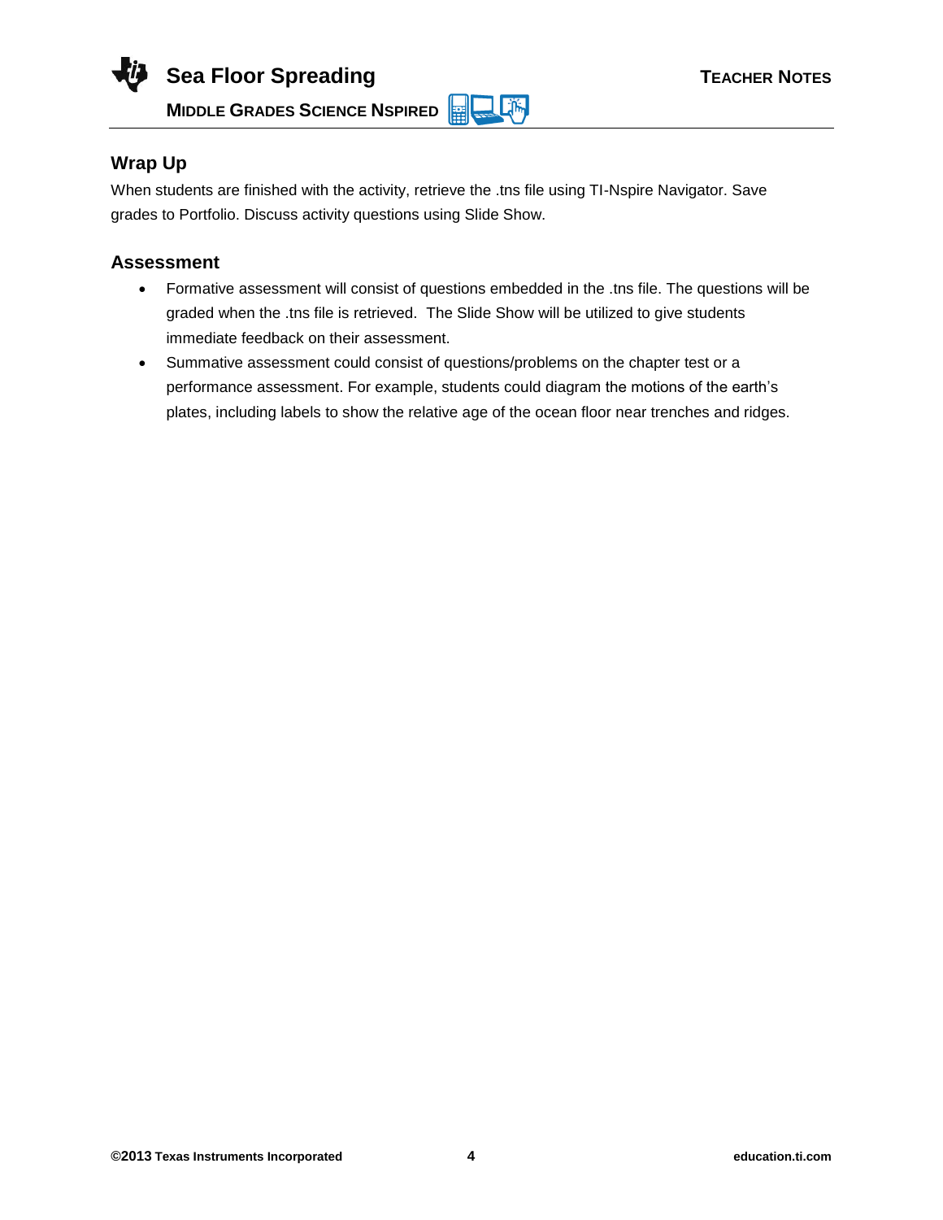## Wrap Up

When students are finished with the activity, retrieve the .tns file using TI-Nspire Navigator. Save grades to Portfolio. Discuss activity questions using Slide Show.

## Assessment

- Formative assessment will consist of questions embedded in the .tns file. The questions will be graded when the .tns file is retrieved. The Slide Show will be utilized to give students immediate feedback on their assessment.
- Summative assessment could consist of questions/problems on the chapter test or a performance assessment. For example, students could diagram the motions of the earth's plates, including labels to show the relative age of the ocean floor near trenches and ridges.